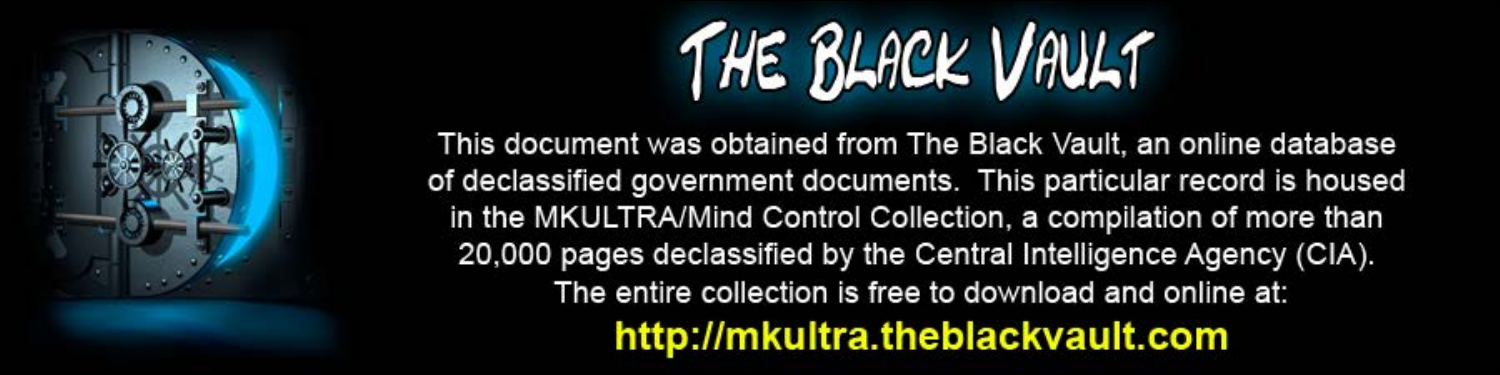# THE BLACK VAULT

This document was obtained from The Black Vault, an online database of declassified government documents. This particular record is housed in the MKULTRA/Mind Control Collection, a compilation of more than 20,000 pages declassified by the Central Intelligence Agency (CIA). The entire collection is free to download and online at:

**http://mkultra.theblackvault.com**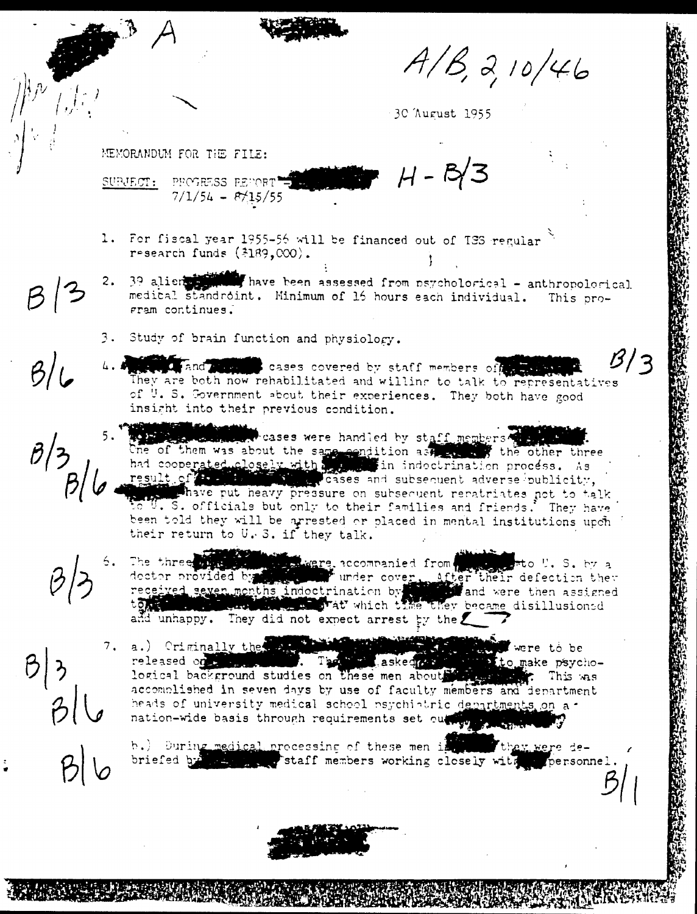A

A/B, 2, 10/46

30 August 1955

MEMORANDUM FOR THE FILE:

SUBJECT: PROGRESS REPORT H - B/3
7/1/54 - 8/15/55

1. For fiscal year 1955-56 will be financed out of TSS regular research funds ($189,000).

B/3

2. 39 alien have been assessed from psychological - anthropological medical standpoint. Minimum of 16 hours each individual. This program continues.

3. Study of brain function and physiology.

B/6 B/3

4. and cases covered by staff members of They are both now rehabilitated and willing to talk to representatives of U. S. Government about their experiences. They both have good insight into their previous condition.

B/3 B/6

5. cases were handled by staff members One of them was about the same condition as the other three had cooperated closely with in indoctrination process. As result of cases and subsequent adverse publicity, have put heavy pressure on subsequent repatriates not to talk to U. S. officials but only to their families and friends. They have been told they will be arrested or placed in mental institutions upon their return to U. S. if they talk.

B/3

6. The three were accompanied from to U. S. by a doctor provided by under cover. After their defection they received seven months indoctrination by and were then assigned to at which time they became disillusioned and unhappy. They did not expect arrest by the

B/3 B/6

7. a.) Originally the were to be released on . The asked to make psychological background studies on these men about . This was accomplished in seven days by use of faculty members and department heads of university medical school psychiatric departments on a nation-wide basis through requirements set out

B/6

b.) During medical processing of these men in they were debriefed by staff members working closely with personnel.

B/1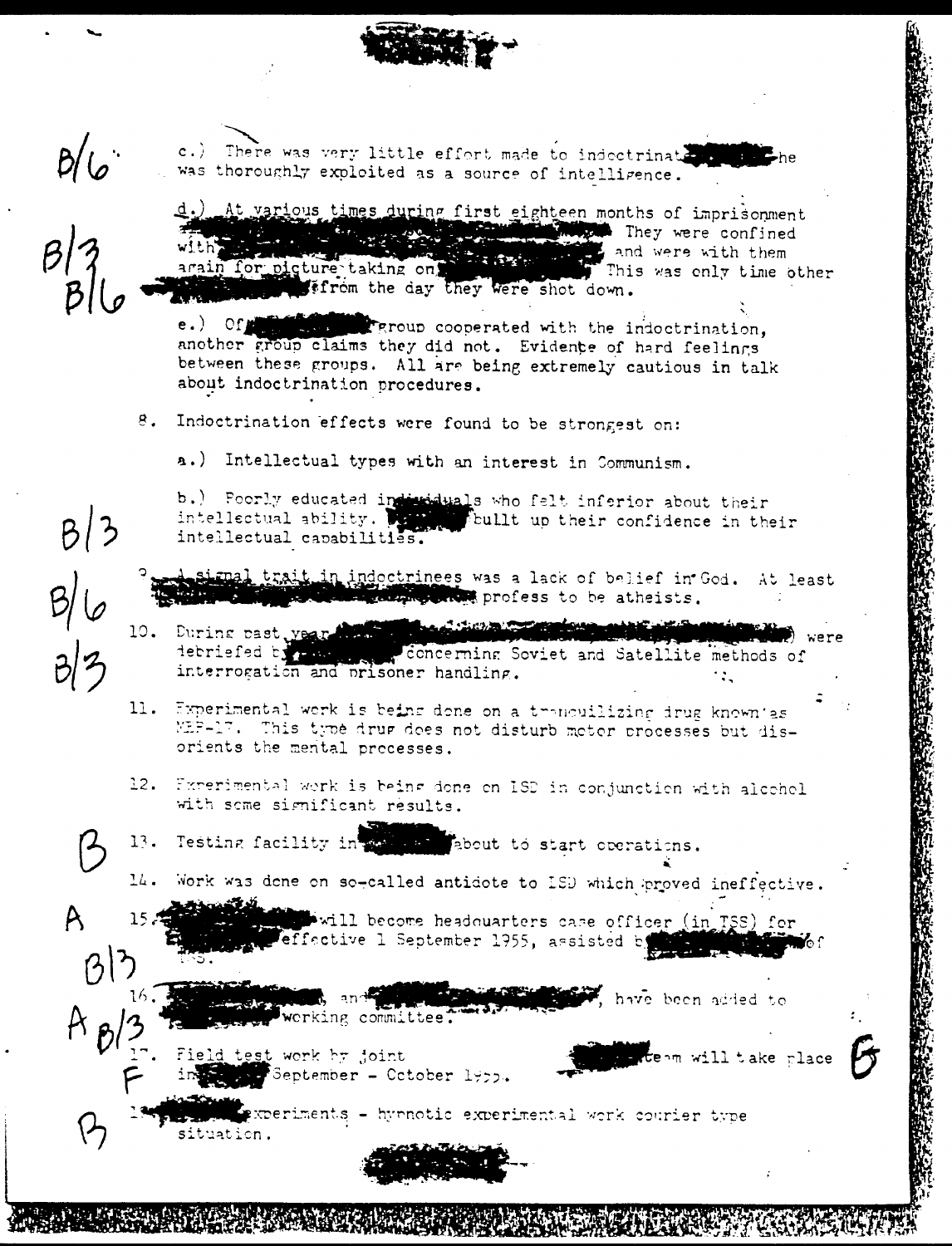c.) There was very little effort made to indoctrinate ▇▇▇▇ he was thoroughly exploited as a source of intelligence.

d.) At various times during first eighteen months of imprisonment ▇▇▇▇ They were confined with ▇▇▇▇ and were with them again for picture taking on ▇▇▇▇ This was only time other ▇▇▇▇ from the day they were shot down.

e.) Of ▇▇▇▇ group cooperated with the indoctrination, another group claims they did not. Evidence of hard feelings between these groups. All are being extremely cautious in talk about indoctrination procedures.

8. Indoctrination effects were found to be strongest on:

   a.) Intellectual types with an interest in Communism.

   b.) Poorly educated individuals who felt inferior about their intellectual ability. ▇▇▇▇ built up their confidence in their intellectual capabilities.

9. A signal trait in indoctrinees was a lack of belief in God. At least ▇▇▇▇ profess to be atheists.

10. During past year ▇▇▇▇ were debriefed by ▇▇▇▇ concerning Soviet and Satellite methods of interrogation and prisoner handling.

11. Experimental work is being done on a tranquilizing drug known as MEP-17. This type drug does not disturb motor processes but disorients the mental processes.

12. Experimental work is being done on LSD in conjunction with alcohol with some significant results.

13. Testing facility in ▇▇▇▇ about to start operations.

14. Work was done on so-called antidote to LSD which proved ineffective.

15. ▇▇▇▇ will become headquarters case officer (in TSS) for ▇▇▇▇ effective 1 September 1955, assisted by ▇▇▇▇ of TSS.

16. ▇▇▇▇, and ▇▇▇▇, have been added to ▇▇▇▇ working committee.

17. Field test work by joint ▇▇▇▇ team will take place in ▇▇▇▇ September - October 1955.

18. ▇▇▇▇ experiments - hypnotic experimental work courier type situation.